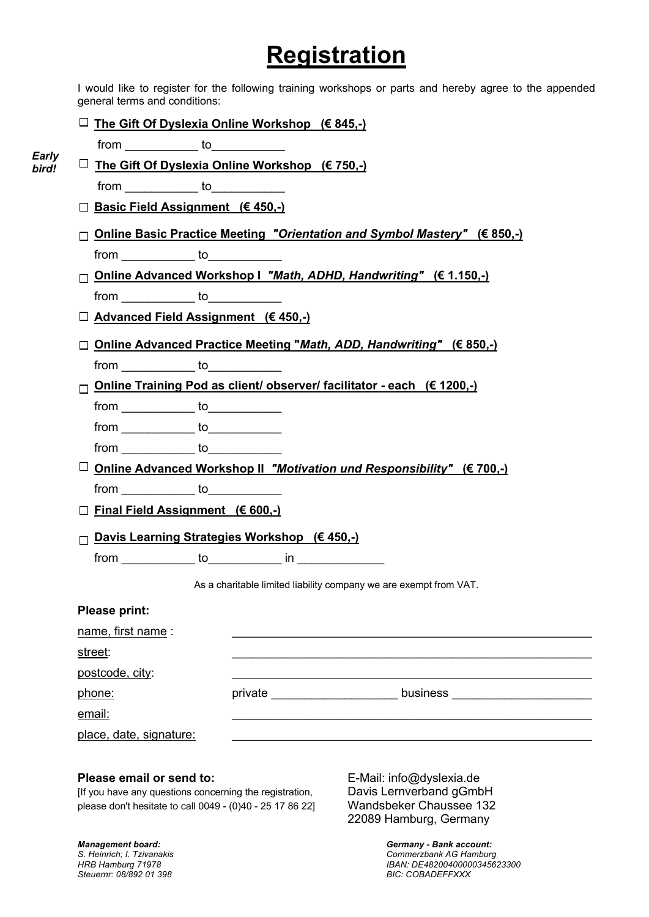# Registration

I would like to register for the following training workshops or parts and hereby agree to the appended general terms and conditions:

☐ **The Gift Of Dyslexia Online Workshop (€ 845,-)**

from ___________ to___________

*Early bird!*

☐ **The Gift Of Dyslexia Online Workshop (€ 750,-)**

from ___________ to___________

☐ **Basic Field Assignment (€ 450,-)**

☐ **Online Basic Practice Meeting *"Orientation and Symbol Mastery"* (€ 850,-)**

from ___________ to___________

☐ **Online Advanced Workshop I *"Math, ADHD, Handwriting"* (€ 1.150,-)**

from ___________ to___________

☐ **Advanced Field Assignment (€ 450,-)**

☐ **Online Advanced Practice Meeting "*Math, ADD, Handwriting*" (€ 850,-)**

from ___________ to___________

☐ **Online Training Pod as client/ observer/ facilitator - each (€ 1200,-)**

from ___________ to___________

from ___________ to___________

from ___________ to___________

☐ **Online Advanced Workshop II *"Motivation und Responsibility"* (€ 700,-)**

from ___________ to___________

☐ **Final Field Assignment (€ 600,-)**

☐ **Davis Learning Strategies Workshop (€ 450,-)**

from ___________ to___________ in _____________

As a charitable limited liability company we are exempt from VAT.

**Please print:**

name, first name : _______________________________________________

street: _______________________________________________

postcode, city: _______________________________________________

phone: private ___________________ business _____________________

email: _______________________________________________

place, date, signature: _______________________________________________

**Please email or send to:**

[If you have any questions concerning the registration, please don't hesitate to call 0049 - (0)40 - 25 17 86 22]

E-Mail: info@dyslexia.de
Davis Lernverband gGmbH
Wandsbeker Chaussee 132
22089 Hamburg, Germany

***Management board:***
*S. Heinrich; I. Tzivanakis*
*HRB Hamburg 71978*
*Steuernr: 08/892 01 398*

***Germany - Bank account:***
*Commerzbank AG Hamburg*
*IBAN: DE48200400000345623300*
*BIC: COBADEFFXXX*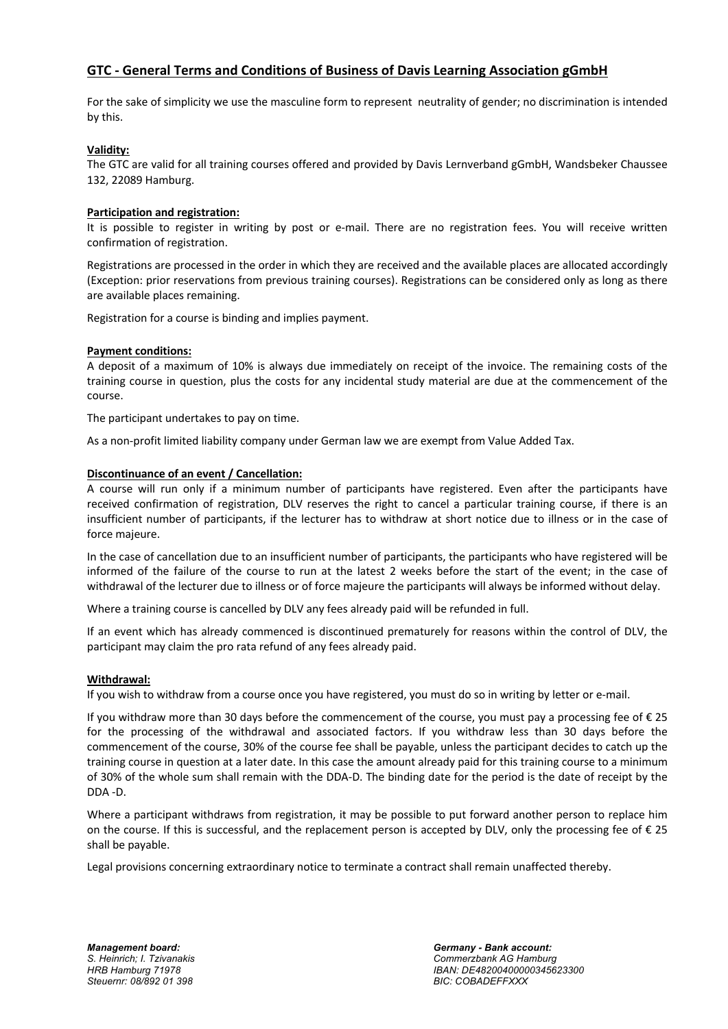## GTC - General Terms and Conditions of Business of Davis Learning Association gGmbH

For the sake of simplicity we use the masculine form to represent neutrality of gender; no discrimination is intended by this.

**Validity:**

The GTC are valid for all training courses offered and provided by Davis Lernverband gGmbH, Wandsbeker Chaussee 132, 22089 Hamburg.

**Participation and registration:**

It is possible to register in writing by post or e-mail. There are no registration fees. You will receive written confirmation of registration.

Registrations are processed in the order in which they are received and the available places are allocated accordingly (Exception: prior reservations from previous training courses). Registrations can be considered only as long as there are available places remaining.

Registration for a course is binding and implies payment.

**Payment conditions:**

A deposit of a maximum of 10% is always due immediately on receipt of the invoice. The remaining costs of the training course in question, plus the costs for any incidental study material are due at the commencement of the course.

The participant undertakes to pay on time.

As a non-profit limited liability company under German law we are exempt from Value Added Tax.

**Discontinuance of an event / Cancellation:**

A course will run only if a minimum number of participants have registered. Even after the participants have received confirmation of registration, DLV reserves the right to cancel a particular training course, if there is an insufficient number of participants, if the lecturer has to withdraw at short notice due to illness or in the case of force majeure.

In the case of cancellation due to an insufficient number of participants, the participants who have registered will be informed of the failure of the course to run at the latest 2 weeks before the start of the event; in the case of withdrawal of the lecturer due to illness or of force majeure the participants will always be informed without delay.

Where a training course is cancelled by DLV any fees already paid will be refunded in full.

If an event which has already commenced is discontinued prematurely for reasons within the control of DLV, the participant may claim the pro rata refund of any fees already paid.

**Withdrawal:**

If you wish to withdraw from a course once you have registered, you must do so in writing by letter or e-mail.

If you withdraw more than 30 days before the commencement of the course, you must pay a processing fee of € 25 for the processing of the withdrawal and associated factors. If you withdraw less than 30 days before the commencement of the course, 30% of the course fee shall be payable, unless the participant decides to catch up the training course in question at a later date. In this case the amount already paid for this training course to a minimum of 30% of the whole sum shall remain with the DDA-D. The binding date for the period is the date of receipt by the DDA -D.

Where a participant withdraws from registration, it may be possible to put forward another person to replace him on the course. If this is successful, and the replacement person is accepted by DLV, only the processing fee of € 25 shall be payable.

Legal provisions concerning extraordinary notice to terminate a contract shall remain unaffected thereby.

***Management board:***
*S. Heinrich; I. Tzivanakis*
*HRB Hamburg 71978*
*Steuernr: 08/892 01 398*

***Germany - Bank account:***
*Commerzbank AG Hamburg*
*IBAN: DE48200400000345623300*
*BIC: COBADEFFXXX*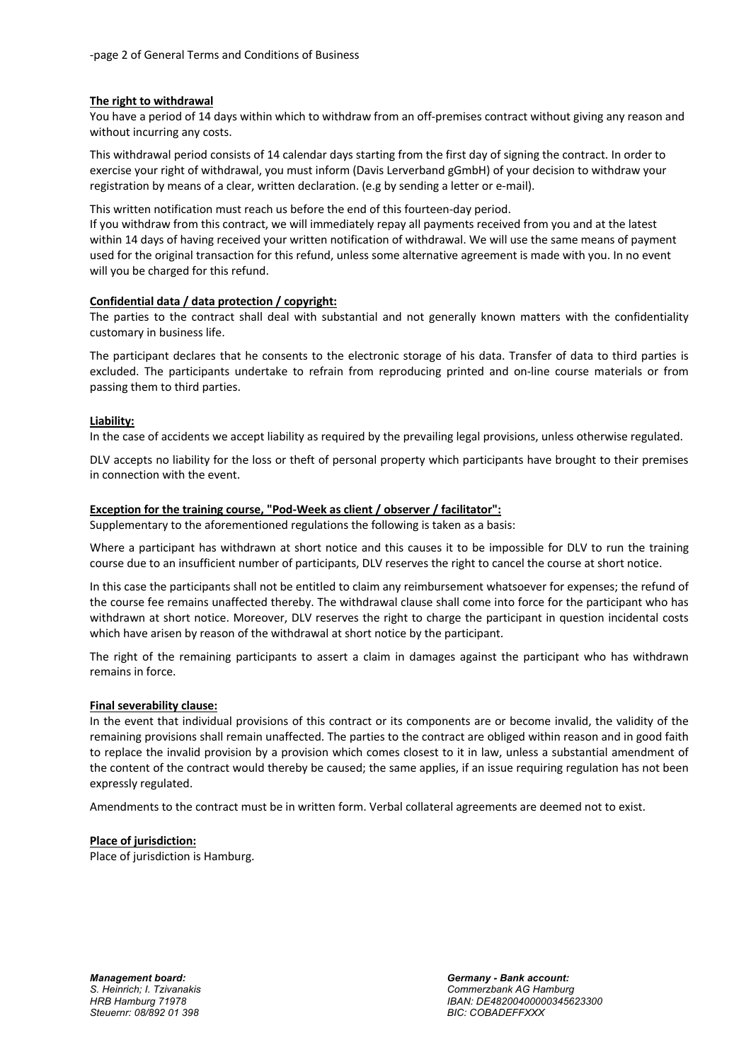**The right to withdrawal**

You have a period of 14 days within which to withdraw from an off-premises contract without giving any reason and without incurring any costs.

This withdrawal period consists of 14 calendar days starting from the first day of signing the contract. In order to exercise your right of withdrawal, you must inform (Davis Lerverband gGmbH) of your decision to withdraw your registration by means of a clear, written declaration. (e.g by sending a letter or e-mail).

This written notification must reach us before the end of this fourteen-day period.
If you withdraw from this contract, we will immediately repay all payments received from you and at the latest within 14 days of having received your written notification of withdrawal. We will use the same means of payment used for the original transaction for this refund, unless some alternative agreement is made with you. In no event will you be charged for this refund.

**Confidential data / data protection / copyright:**

The parties to the contract shall deal with substantial and not generally known matters with the confidentiality customary in business life.

The participant declares that he consents to the electronic storage of his data. Transfer of data to third parties is excluded. The participants undertake to refrain from reproducing printed and on-line course materials or from passing them to third parties.

**Liability:**

In the case of accidents we accept liability as required by the prevailing legal provisions, unless otherwise regulated.

DLV accepts no liability for the loss or theft of personal property which participants have brought to their premises in connection with the event.

**Exception for the training course, "Pod-Week as client / observer / facilitator":**

Supplementary to the aforementioned regulations the following is taken as a basis:

Where a participant has withdrawn at short notice and this causes it to be impossible for DLV to run the training course due to an insufficient number of participants, DLV reserves the right to cancel the course at short notice.

In this case the participants shall not be entitled to claim any reimbursement whatsoever for expenses; the refund of the course fee remains unaffected thereby. The withdrawal clause shall come into force for the participant who has withdrawn at short notice. Moreover, DLV reserves the right to charge the participant in question incidental costs which have arisen by reason of the withdrawal at short notice by the participant.

The right of the remaining participants to assert a claim in damages against the participant who has withdrawn remains in force.

**Final severability clause:**

In the event that individual provisions of this contract or its components are or become invalid, the validity of the remaining provisions shall remain unaffected. The parties to the contract are obliged within reason and in good faith to replace the invalid provision by a provision which comes closest to it in law, unless a substantial amendment of the content of the contract would thereby be caused; the same applies, if an issue requiring regulation has not been expressly regulated.

Amendments to the contract must be in written form. Verbal collateral agreements are deemed not to exist.

**Place of jurisdiction:**

Place of jurisdiction is Hamburg.

***Management board:***
*S. Heinrich; I. Tzivanakis*
*HRB Hamburg 71978*
*Steuernr: 08/892 01 398*

***Germany - Bank account:***
*Commerzbank AG Hamburg*
*IBAN: DE48200400000345623300*
*BIC: COBADEFFXXX*